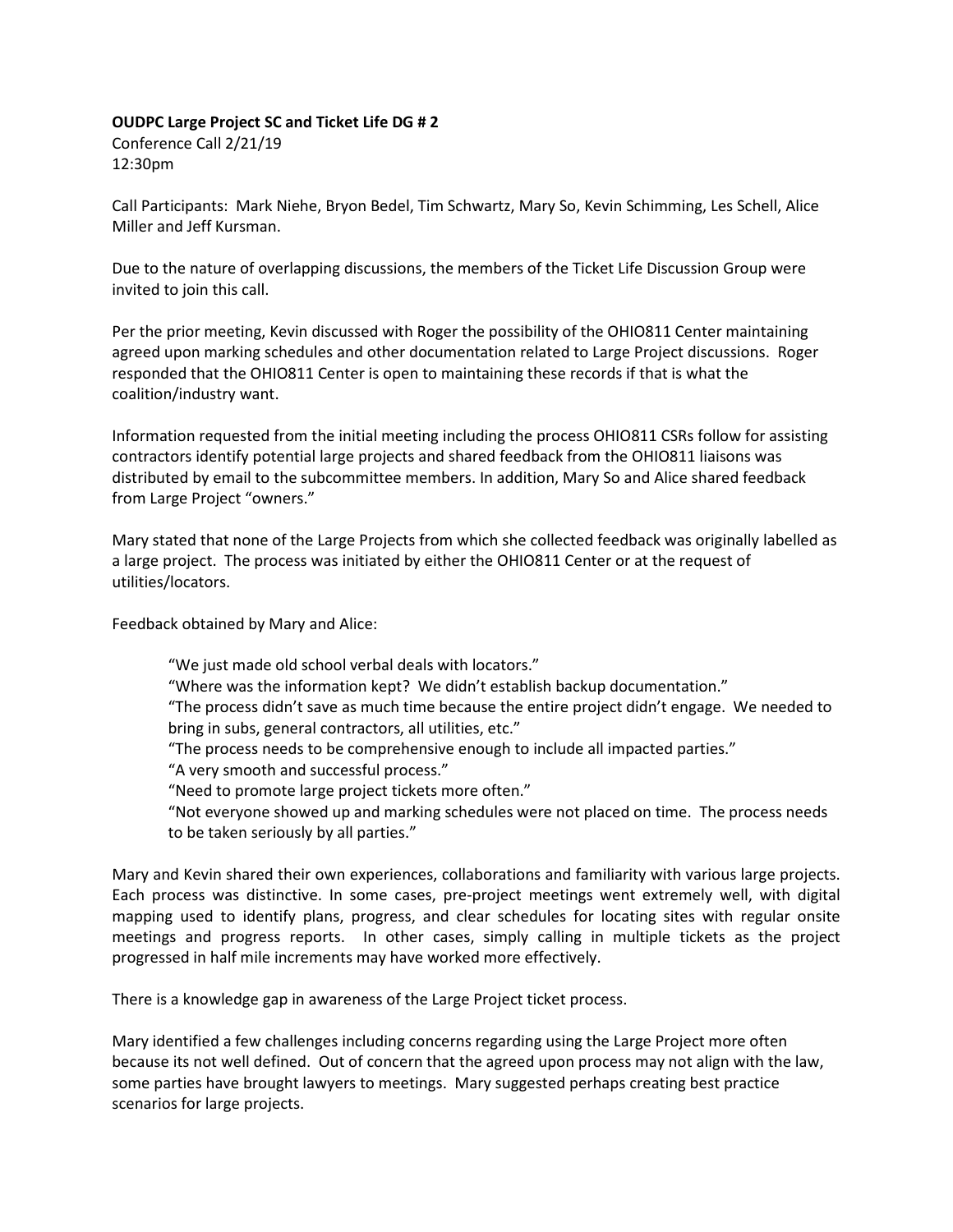**OUDPC Large Project SC and Ticket Life DG # 2**

Conference Call 2/21/19

12:30pm

Call Participants: Mark Niehe, Bryon Bedel, Tim Schwartz, Mary So, Kevin Schimming, Les Schell, Alice Miller and Jeff Kursman.

Due to the nature of overlapping discussions, the members of the Ticket Life Discussion Group were invited to join this call.

Per the prior meeting, Kevin discussed with Roger the possibility of the OHIO811 Center maintaining agreed upon marking schedules and other documentation related to Large Project discussions. Roger responded that the OHIO811 Center is open to maintaining these records if that is what the coalition/industry want.

Information requested from the initial meeting including the process OHIO811 CSRs follow for assisting contractors identify potential large projects and shared feedback from the OHIO811 liaisons was distributed by email to the subcommittee members. In addition, Mary So and Alice shared feedback from Large Project "owners."

Mary stated that none of the Large Projects from which she collected feedback was originally labelled as a large project. The process was initiated by either the OHIO811 Center or at the request of utilities/locators.

Feedback obtained by Mary and Alice:

> "We just made old school verbal deals with locators."
>
> "Where was the information kept? We didn't establish backup documentation."
>
> "The process didn't save as much time because the entire project didn't engage. We needed to bring in subs, general contractors, all utilities, etc."
>
> "The process needs to be comprehensive enough to include all impacted parties."
>
> "A very smooth and successful process."
>
> "Need to promote large project tickets more often."
>
> "Not everyone showed up and marking schedules were not placed on time. The process needs to be taken seriously by all parties."

Mary and Kevin shared their own experiences, collaborations and familiarity with various large projects. Each process was distinctive. In some cases, pre-project meetings went extremely well, with digital mapping used to identify plans, progress, and clear schedules for locating sites with regular onsite meetings and progress reports. In other cases, simply calling in multiple tickets as the project progressed in half mile increments may have worked more effectively.

There is a knowledge gap in awareness of the Large Project ticket process.

Mary identified a few challenges including concerns regarding using the Large Project more often because its not well defined. Out of concern that the agreed upon process may not align with the law, some parties have brought lawyers to meetings. Mary suggested perhaps creating best practice scenarios for large projects.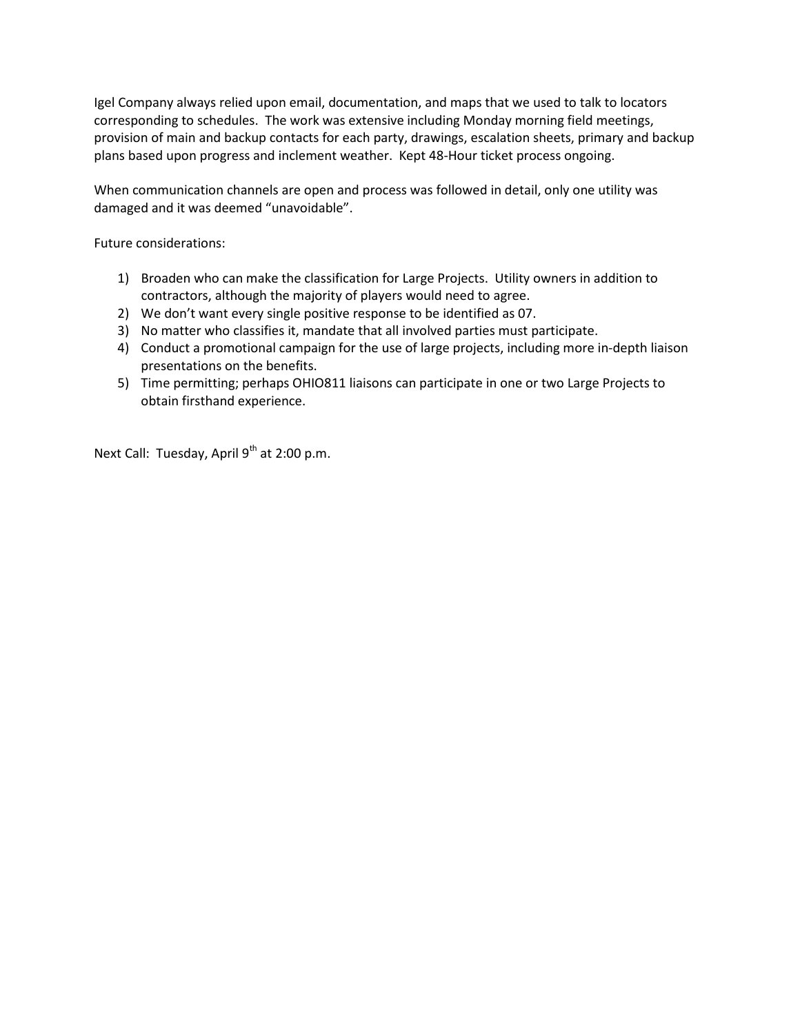Igel Company always relied upon email, documentation, and maps that we used to talk to locators corresponding to schedules. The work was extensive including Monday morning field meetings, provision of main and backup contacts for each party, drawings, escalation sheets, primary and backup plans based upon progress and inclement weather. Kept 48-Hour ticket process ongoing.

When communication channels are open and process was followed in detail, only one utility was damaged and it was deemed "unavoidable".

Future considerations:

1) Broaden who can make the classification for Large Projects. Utility owners in addition to contractors, although the majority of players would need to agree.
2) We don't want every single positive response to be identified as 07.
3) No matter who classifies it, mandate that all involved parties must participate.
4) Conduct a promotional campaign for the use of large projects, including more in-depth liaison presentations on the benefits.
5) Time permitting; perhaps OHIO811 liaisons can participate in one or two Large Projects to obtain firsthand experience.

Next Call: Tuesday, April 9th at 2:00 p.m.